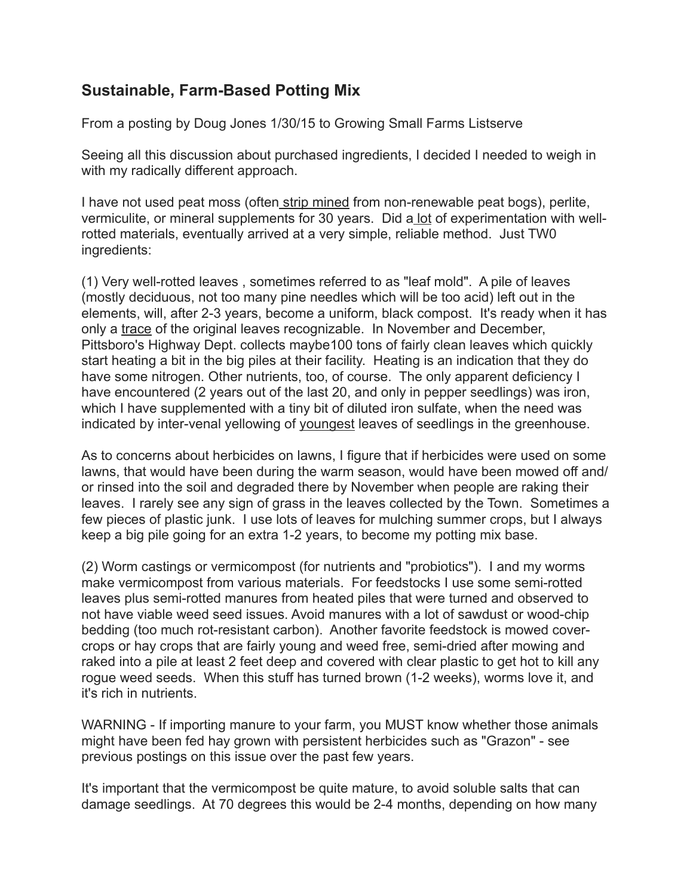## Sustainable, Farm-Based Potting Mix

From a posting by Doug Jones 1/30/15 to Growing Small Farms Listserve

Seeing all this discussion about purchased ingredients, I decided I needed to weigh in with my radically different approach.

I have not used peat moss (often strip mined from non-renewable peat bogs), perlite, vermiculite, or mineral supplements for 30 years. Did a lot of experimentation with well-rotted materials, eventually arrived at a very simple, reliable method. Just TW0 ingredients:

(1) Very well-rotted leaves , sometimes referred to as "leaf mold". A pile of leaves (mostly deciduous, not too many pine needles which will be too acid) left out in the elements, will, after 2-3 years, become a uniform, black compost. It's ready when it has only a trace of the original leaves recognizable. In November and December, Pittsboro's Highway Dept. collects maybe100 tons of fairly clean leaves which quickly start heating a bit in the big piles at their facility. Heating is an indication that they do have some nitrogen. Other nutrients, too, of course. The only apparent deficiency I have encountered (2 years out of the last 20, and only in pepper seedlings) was iron, which I have supplemented with a tiny bit of diluted iron sulfate, when the need was indicated by inter-venal yellowing of youngest leaves of seedlings in the greenhouse.

As to concerns about herbicides on lawns, I figure that if herbicides were used on some lawns, that would have been during the warm season, would have been mowed off and/or rinsed into the soil and degraded there by November when people are raking their leaves. I rarely see any sign of grass in the leaves collected by the Town. Sometimes a few pieces of plastic junk. I use lots of leaves for mulching summer crops, but I always keep a big pile going for an extra 1-2 years, to become my potting mix base.

(2) Worm castings or vermicompost (for nutrients and "probiotics"). I and my worms make vermicompost from various materials. For feedstocks I use some semi-rotted leaves plus semi-rotted manures from heated piles that were turned and observed to not have viable weed seed issues. Avoid manures with a lot of sawdust or wood-chip bedding (too much rot-resistant carbon). Another favorite feedstock is mowed cover-crops or hay crops that are fairly young and weed free, semi-dried after mowing and raked into a pile at least 2 feet deep and covered with clear plastic to get hot to kill any rogue weed seeds. When this stuff has turned brown (1-2 weeks), worms love it, and it's rich in nutrients.

WARNING - If importing manure to your farm, you MUST know whether those animals might have been fed hay grown with persistent herbicides such as "Grazon" - see previous postings on this issue over the past few years.

It's important that the vermicompost be quite mature, to avoid soluble salts that can damage seedlings. At 70 degrees this would be 2-4 months, depending on how many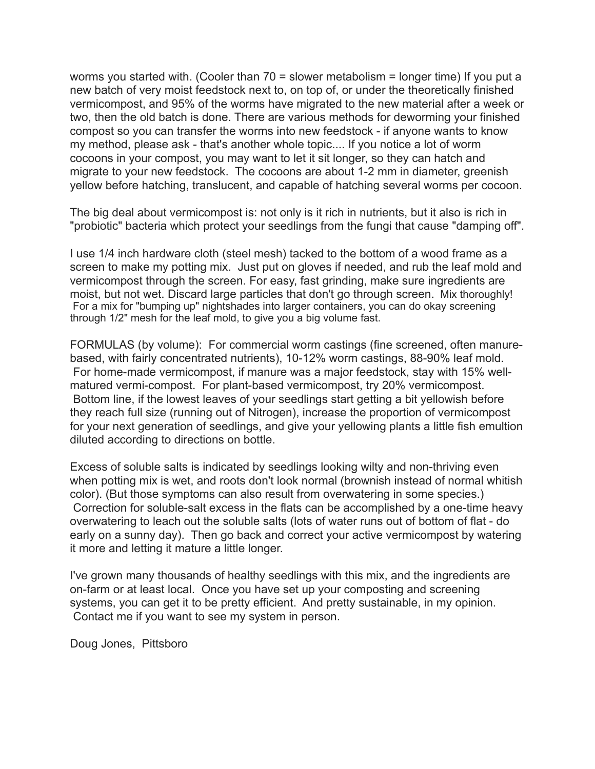worms you started with. (Cooler than 70 = slower metabolism = longer time) If you put a new batch of very moist feedstock next to, on top of, or under the theoretically finished vermicompost, and 95% of the worms have migrated to the new material after a week or two, then the old batch is done. There are various methods for deworming your finished compost so you can transfer the worms into new feedstock - if anyone wants to know my method, please ask - that's another whole topic.... If you notice a lot of worm cocoons in your compost, you may want to let it sit longer, so they can hatch and migrate to your new feedstock. The cocoons are about 1-2 mm in diameter, greenish yellow before hatching, translucent, and capable of hatching several worms per cocoon.

The big deal about vermicompost is: not only is it rich in nutrients, but it also is rich in "probiotic" bacteria which protect your seedlings from the fungi that cause "damping off".

I use 1/4 inch hardware cloth (steel mesh) tacked to the bottom of a wood frame as a screen to make my potting mix. Just put on gloves if needed, and rub the leaf mold and vermicompost through the screen. For easy, fast grinding, make sure ingredients are moist, but not wet. Discard large particles that don't go through screen. Mix thoroughly! For a mix for "bumping up" nightshades into larger containers, you can do okay screening through 1/2" mesh for the leaf mold, to give you a big volume fast.

FORMULAS (by volume): For commercial worm castings (fine screened, often manure-based, with fairly concentrated nutrients), 10-12% worm castings, 88-90% leaf mold. For home-made vermicompost, if manure was a major feedstock, stay with 15% well-matured vermi-compost. For plant-based vermicompost, try 20% vermicompost. Bottom line, if the lowest leaves of your seedlings start getting a bit yellowish before they reach full size (running out of Nitrogen), increase the proportion of vermicompost for your next generation of seedlings, and give your yellowing plants a little fish emultion diluted according to directions on bottle.

Excess of soluble salts is indicated by seedlings looking wilty and non-thriving even when potting mix is wet, and roots don't look normal (brownish instead of normal whitish color). (But those symptoms can also result from overwatering in some species.) Correction for soluble-salt excess in the flats can be accomplished by a one-time heavy overwatering to leach out the soluble salts (lots of water runs out of bottom of flat - do early on a sunny day). Then go back and correct your active vermicompost by watering it more and letting it mature a little longer.

I've grown many thousands of healthy seedlings with this mix, and the ingredients are on-farm or at least local. Once you have set up your composting and screening systems, you can get it to be pretty efficient. And pretty sustainable, in my opinion. Contact me if you want to see my system in person.

Doug Jones, Pittsboro